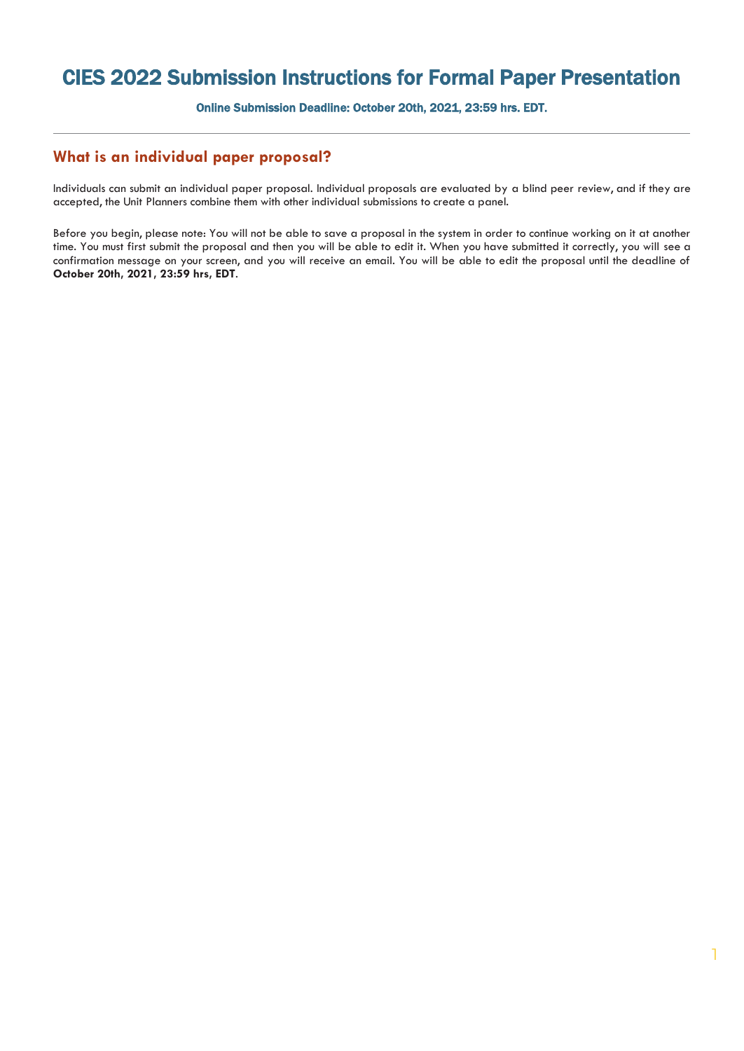# CIES 2022 Submission Instructions for Formal Paper Presentation

**Online Submission Deadline: October 20th, 2021, 23:59 hrs. EDT.**

---

## What is an individual paper proposal?

Individuals can submit an individual paper proposal. Individual proposals are evaluated by a blind peer review, and if they are accepted, the Unit Planners combine them with other individual submissions to create a panel.

Before you begin, please note: You will not be able to save a proposal in the system in order to continue working on it at another time. You must first submit the proposal and then you will be able to edit it. When you have submitted it correctly, you will see a confirmation message on your screen, and you will receive an email. You will be able to edit the proposal until the deadline of **October 20th, 2021, 23:59 hrs, EDT**.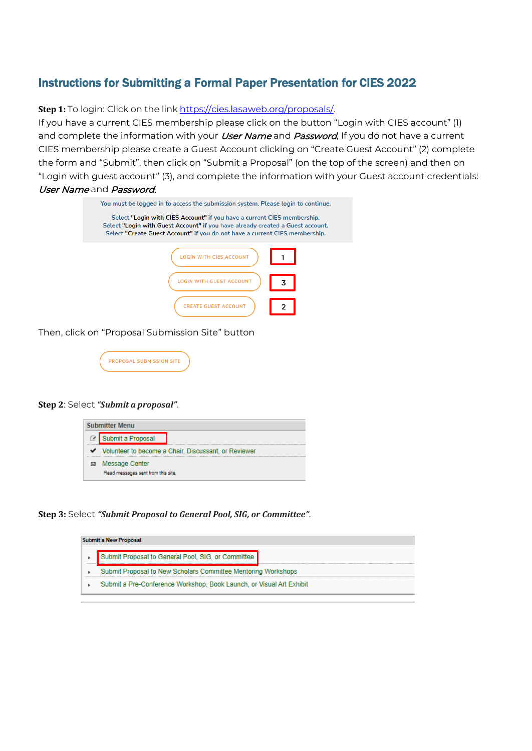## Instructions for Submitting a Formal Paper Presentation for CIES 2022

**Step 1:** To login: Click on the link https://cies.lasaweb.org/proposals/.
If you have a current CIES membership please click on the button "Login with CIES account" (1) and complete the information with your *User Name* and *Password*. If you do not have a current CIES membership please create a Guest Account clicking on "Create Guest Account" (2) complete the form and "Submit", then click on "Submit a Proposal" (on the top of the screen) and then on "Login with guest account" (3), and complete the information with your Guest account credentials: *User Name* and *Password.*

You must be logged in to access the submission system. Please login to continue.

Select **"Login with CIES Account"** if you have a current CIES membership.
Select **"Login with Guest Account"** if you have already created a Guest account.
Select **"Create Guest Account"** if you do not have a current CIES membership.

LOGIN WITH CIES ACCOUNT — 1

LOGIN WITH GUEST ACCOUNT — 3

CREATE GUEST ACCOUNT — 2

Then, click on "Proposal Submission Site" button

PROPOSAL SUBMISSION SITE

**Step 2**: Select ***"Submit a proposal"***.

**Submitter Menu**

- Submit a Proposal
- Volunteer to become a Chair, Discussant, or Reviewer
- Message Center
  Read messages sent from this site.

**Step 3:** Select ***"Submit Proposal to General Pool, SIG, or Committee"***.

**Submit a New Proposal**

- Submit Proposal to General Pool, SIG, or Committee
- Submit Proposal to New Scholars Committee Mentoring Workshops
- Submit a Pre-Conference Workshop, Book Launch, or Visual Art Exhibit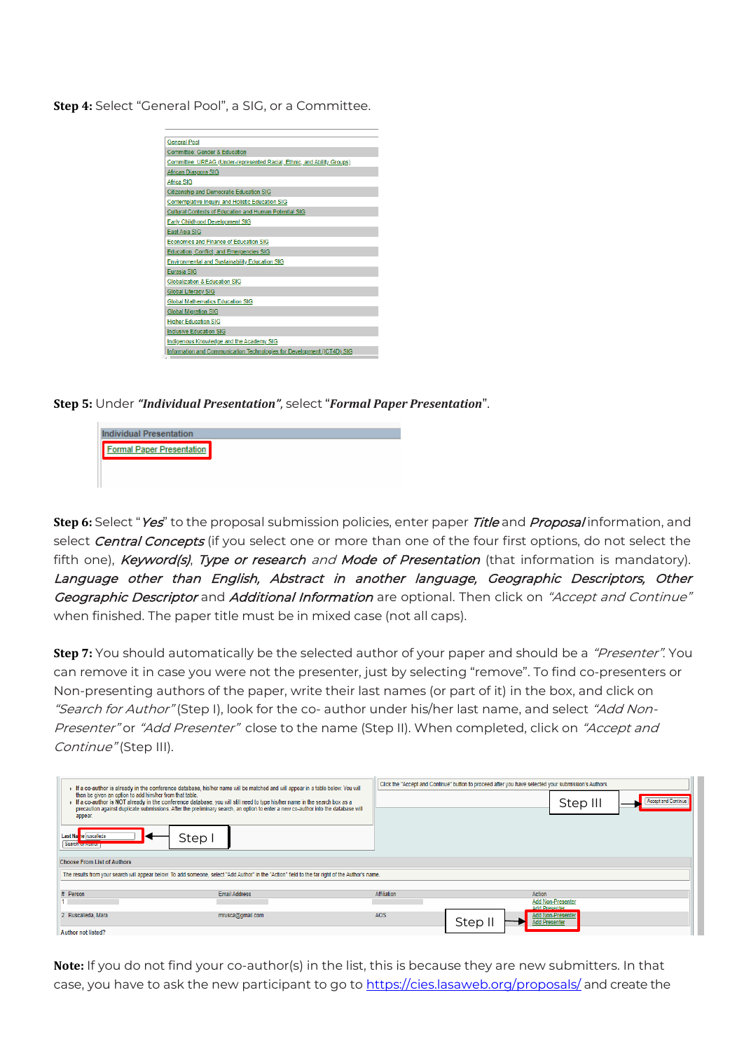**Step 4:** Select "General Pool", a SIG, or a Committee.

General Pool
Committee: Gender & Education
Committee: UREAG (Under-represented Racial, Ethnic, and Ability Groups)
African Diaspora SIG
Africa SIG
Citizenship and Democratic Education SIG
Contemplative Inquiry and Holistic Education SIG
Cultural Contexts of Education and Human Potential SIG
Early Childhood Development SIG
East Asia SIG
Economics and Finance of Education SIG
Education, Conflict, and Emergencies SIG
Environmental and Sustainability Education SIG
Eurasia SIG
Globalization & Education SIG
Global Literacy SIG
Global Mathematics Education SIG
Global Migration SIG
Higher Education SIG
Inclusive Education SIG
Indigenous Knowledge and the Academy SIG
Information and Communication Technologies for Development (ICT4D) SIG

**Step 5:** Under ***"Individual Presentation",*** select "***Formal Paper Presentation***".

Individual Presentation
Formal Paper Presentation

**Step 6:** Select "*Yes*" to the proposal submission policies, enter paper *Title* and *Proposal* information, and select *Central Concepts* (if you select one or more than one of the four first options, do not select the fifth one), *Keyword(s)*, *Type or research and Mode of Presentation* (that information is mandatory). *Language other than English, Abstract in another language, Geographic Descriptors, Other Geographic Descriptor* and *Additional Information* are optional. Then click on *"Accept and Continue"* when finished. The paper title must be in mixed case (not all caps).

**Step 7:** You should automatically be the selected author of your paper and should be a *"Presenter"*. You can remove it in case you were not the presenter, just by selecting "remove". To find co-presenters or Non-presenting authors of the paper, write their last names (or part of it) in the box, and click on *"Search for Author"* (Step I), look for the co- author under his/her last name, and select *"Add Non-Presenter"* or *"Add Presenter"* close to the name (Step II). When completed, click on *"Accept and Continue"* (Step III).

- If a co-author is already in the conference database, his/her name will be matched and will appear in a table below. You will then be given an option to add him/her from that table.
- If a co-author is NOT already in the conference database, you will still need to type his/her name in the search box as a precaution against duplicate submissions. After the preliminary search, an option to enter a new co-author into the database will appear.

Click the "Accept and Continue" button to proceed after you have selected your submission's Authors.

Last Name: ruscalleda — Step I
Search for Author

Step III → Accept and Continue

Choose From List of Authors

The results from your search will appear below. To add someone, select "Add Author" in the "Action" field to the far right of the Author's name.

| # | Person | Email Address | Affiliation | Action |
|---|---|---|---|---|
| 1 | | | | Add Non-Presenter / Add Presenter |
| 2 | Ruscalleda, Mara | mrusca@gmail.com | AOS | Add Non-Presenter / Add Presenter |

Step II

Author not listed?

**Note:** If you do not find your co-author(s) in the list, this is because they are new submitters. In that case, you have to ask the new participant to go to https://cies.lasaweb.org/proposals/ and create the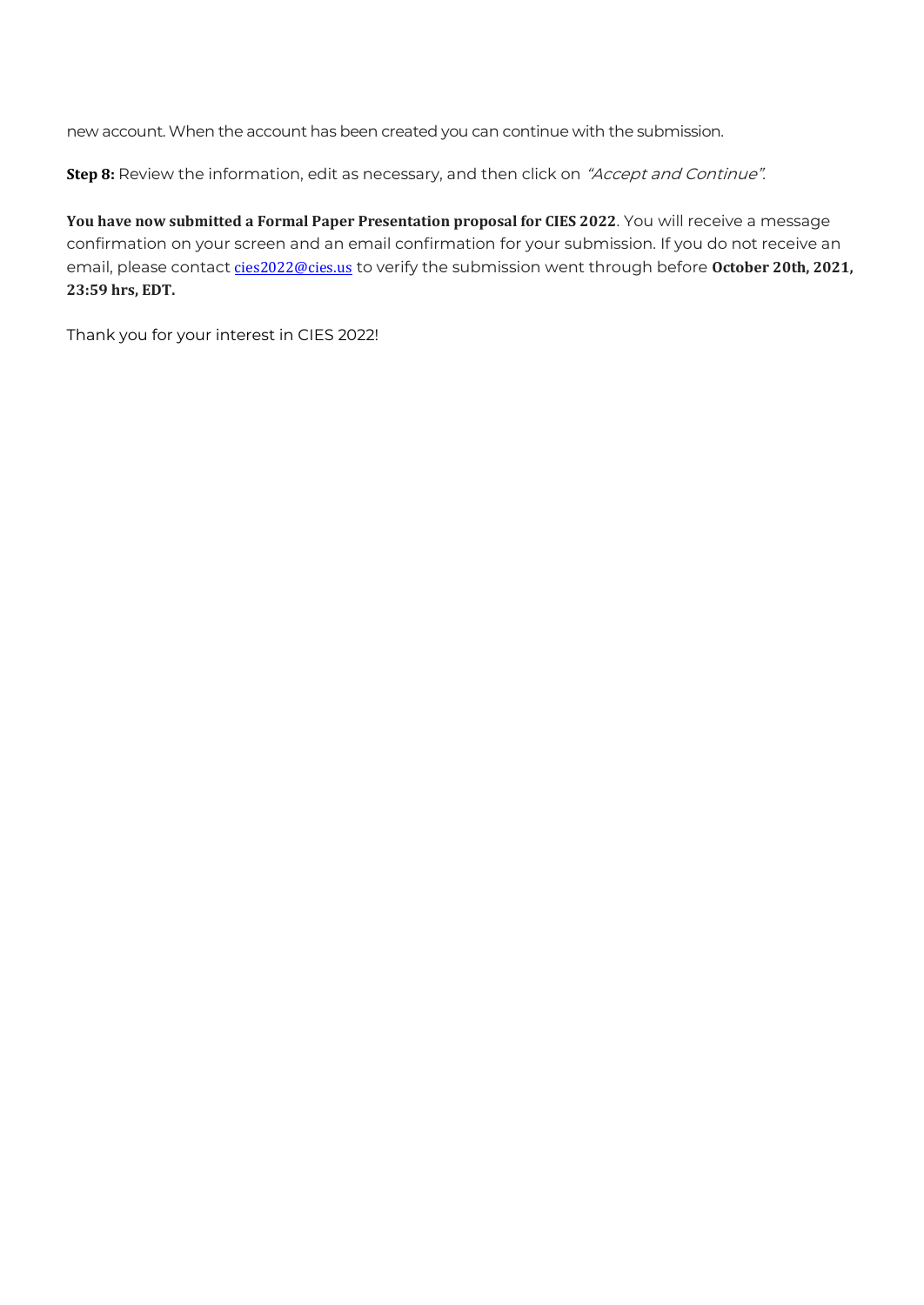new account. When the account has been created you can continue with the submission.

**Step 8:** Review the information, edit as necessary, and then click on *"Accept and Continue"*.

**You have now submitted a Formal Paper Presentation proposal for CIES 2022**. You will receive a message confirmation on your screen and an email confirmation for your submission. If you do not receive an email, please contact cies2022@cies.us to verify the submission went through before **October 20th, 2021, 23:59 hrs, EDT.**

Thank you for your interest in CIES 2022!